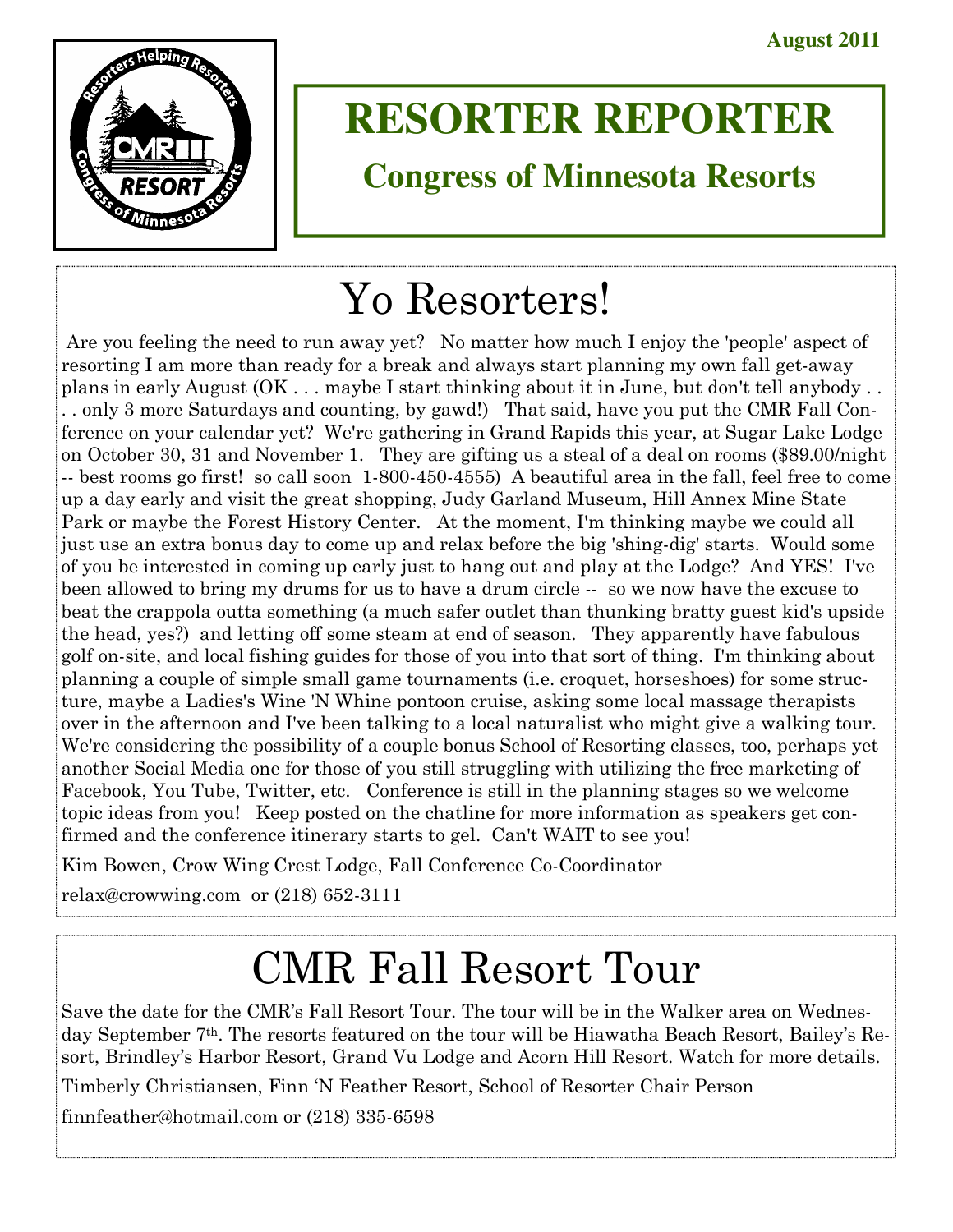August 2011

# RESORTER REPORTER

## Congress of Minnesota Resorts

# Yo Resorters!

Are you feeling the need to run away yet? No matter how much I enjoy the 'people' aspect of resorting I am more than ready for a break and always start planning my own fall get-away plans in early August (OK . . . maybe I start thinking about it in June, but don't tell anybody . . . . only 3 more Saturdays and counting, by gawd!) That said, have you put the CMR Fall Conference on your calendar yet? We're gathering in Grand Rapids this year, at Sugar Lake Lodge on October 30, 31 and November 1. They are gifting us a steal of a deal on rooms ($89.00/night -- best rooms go first! so call soon 1-800-450-4555) A beautiful area in the fall, feel free to come up a day early and visit the great shopping, Judy Garland Museum, Hill Annex Mine State Park or maybe the Forest History Center. At the moment, I'm thinking maybe we could all just use an extra bonus day to come up and relax before the big 'shing-dig' starts. Would some of you be interested in coming up early just to hang out and play at the Lodge? And YES! I've been allowed to bring my drums for us to have a drum circle -- so we now have the excuse to beat the crappola outta something (a much safer outlet than thunking bratty guest kid's upside the head, yes?) and letting off some steam at end of season. They apparently have fabulous golf on-site, and local fishing guides for those of you into that sort of thing. I'm thinking about planning a couple of simple small game tournaments (i.e. croquet, horseshoes) for some structure, maybe a Ladies's Wine 'N Whine pontoon cruise, asking some local massage therapists over in the afternoon and I've been talking to a local naturalist who might give a walking tour. We're considering the possibility of a couple bonus School of Resorting classes, too, perhaps yet another Social Media one for those of you still struggling with utilizing the free marketing of Facebook, You Tube, Twitter, etc. Conference is still in the planning stages so we welcome topic ideas from you! Keep posted on the chatline for more information as speakers get confirmed and the conference itinerary starts to gel. Can't WAIT to see you!

Kim Bowen, Crow Wing Crest Lodge, Fall Conference Co-Coordinator

relax@crowwing.com or (218) 652-3111

# CMR Fall Resort Tour

Save the date for the CMR's Fall Resort Tour. The tour will be in the Walker area on Wednesday September 7th. The resorts featured on the tour will be Hiawatha Beach Resort, Bailey's Resort, Brindley's Harbor Resort, Grand Vu Lodge and Acorn Hill Resort. Watch for more details.

Timberly Christiansen, Finn 'N Feather Resort, School of Resorter Chair Person

finnfeather@hotmail.com or (218) 335-6598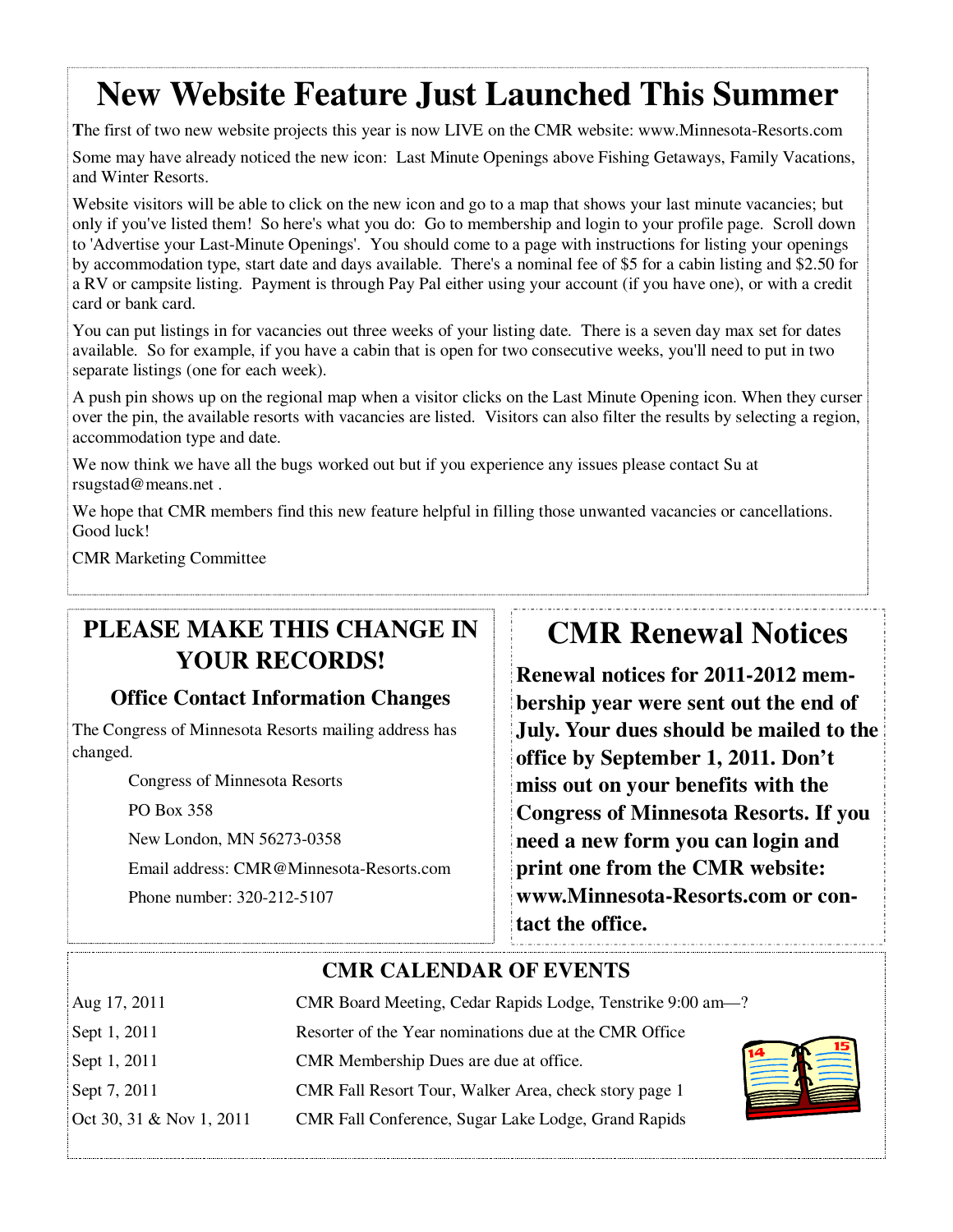# New Website Feature Just Launched This Summer

**T**he first of two new website projects this year is now LIVE on the CMR website: www.Minnesota-Resorts.com

Some may have already noticed the new icon: Last Minute Openings above Fishing Getaways, Family Vacations, and Winter Resorts.

Website visitors will be able to click on the new icon and go to a map that shows your last minute vacancies; but only if you've listed them! So here's what you do: Go to membership and login to your profile page. Scroll down to 'Advertise your Last-Minute Openings'. You should come to a page with instructions for listing your openings by accommodation type, start date and days available. There's a nominal fee of $5 for a cabin listing and $2.50 for a RV or campsite listing. Payment is through Pay Pal either using your account (if you have one), or with a credit card or bank card.

You can put listings in for vacancies out three weeks of your listing date. There is a seven day max set for dates available. So for example, if you have a cabin that is open for two consecutive weeks, you'll need to put in two separate listings (one for each week).

A push pin shows up on the regional map when a visitor clicks on the Last Minute Opening icon. When they curser over the pin, the available resorts with vacancies are listed. Visitors can also filter the results by selecting a region, accommodation type and date.

We now think we have all the bugs worked out but if you experience any issues please contact Su at rsugstad@means.net .

We hope that CMR members find this new feature helpful in filling those unwanted vacancies or cancellations. Good luck!

CMR Marketing Committee

## PLEASE MAKE THIS CHANGE IN YOUR RECORDS!

### Office Contact Information Changes

The Congress of Minnesota Resorts mailing address has changed.

Congress of Minnesota Resorts

PO Box 358

New London, MN 56273-0358

Email address: CMR@Minnesota-Resorts.com

Phone number: 320-212-5107

## CMR Renewal Notices

**Renewal notices for 2011-2012 membership year were sent out the end of July. Your dues should be mailed to the office by September 1, 2011. Don't miss out on your benefits with the Congress of Minnesota Resorts. If you need a new form you can login and print one from the CMR website: www.Minnesota-Resorts.com or contact the office.**

## CMR CALENDAR OF EVENTS

| | |
|---|---|
| Aug 17, 2011 | CMR Board Meeting, Cedar Rapids Lodge, Tenstrike 9:00 am—? |
| Sept 1, 2011 | Resorter of the Year nominations due at the CMR Office |
| Sept 1, 2011 | CMR Membership Dues are due at office. |
| Sept 7, 2011 | CMR Fall Resort Tour, Walker Area, check story page 1 |
| Oct 30, 31 & Nov 1, 2011 | CMR Fall Conference, Sugar Lake Lodge, Grand Rapids |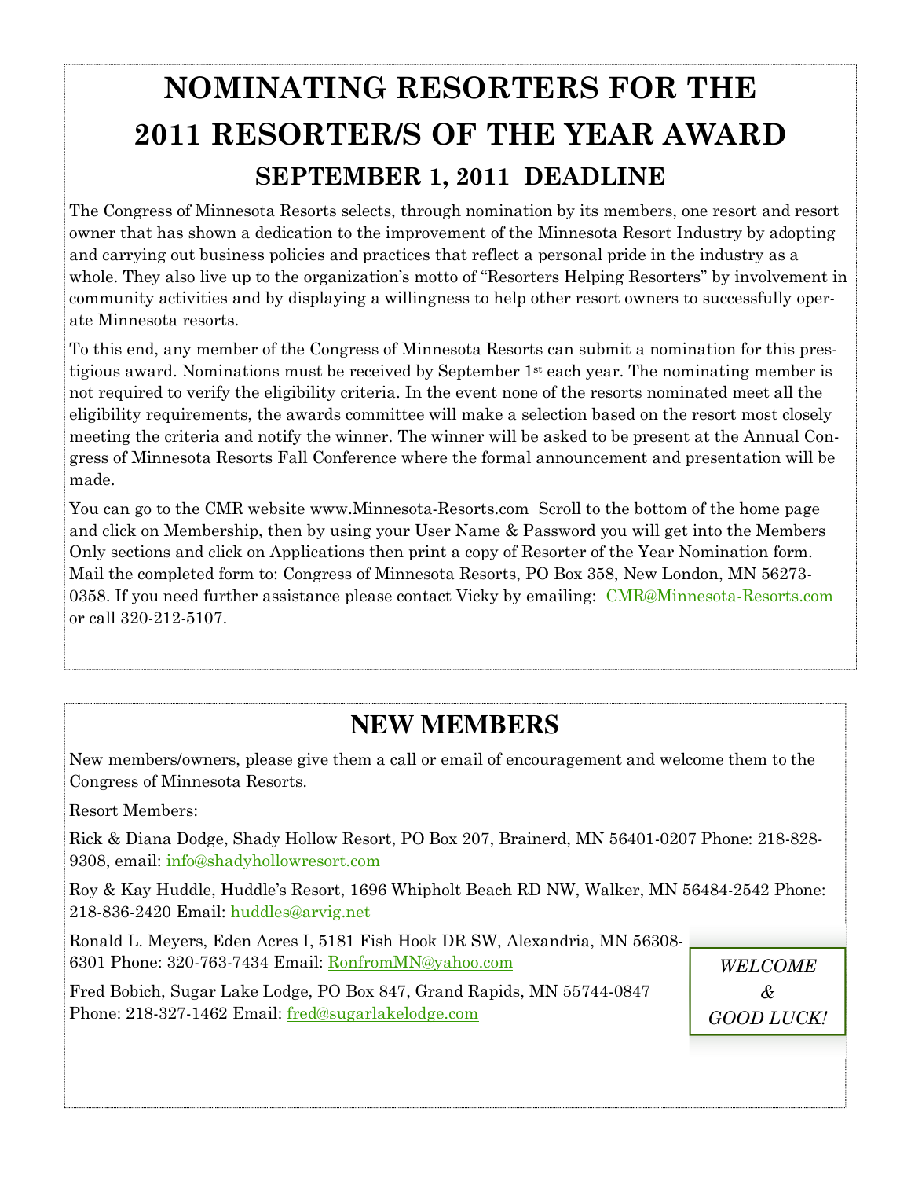# NOMINATING RESORTERS FOR THE 2011 RESORTER/S OF THE YEAR AWARD

## SEPTEMBER 1, 2011 DEADLINE

The Congress of Minnesota Resorts selects, through nomination by its members, one resort and resort owner that has shown a dedication to the improvement of the Minnesota Resort Industry by adopting and carrying out business policies and practices that reflect a personal pride in the industry as a whole. They also live up to the organization's motto of "Resorters Helping Resorters" by involvement in community activities and by displaying a willingness to help other resort owners to successfully operate Minnesota resorts.

To this end, any member of the Congress of Minnesota Resorts can submit a nomination for this prestigious award. Nominations must be received by September 1st each year. The nominating member is not required to verify the eligibility criteria. In the event none of the resorts nominated meet all the eligibility requirements, the awards committee will make a selection based on the resort most closely meeting the criteria and notify the winner. The winner will be asked to be present at the Annual Congress of Minnesota Resorts Fall Conference where the formal announcement and presentation will be made.

You can go to the CMR website www.Minnesota-Resorts.com Scroll to the bottom of the home page and click on Membership, then by using your User Name & Password you will get into the Members Only sections and click on Applications then print a copy of Resorter of the Year Nomination form. Mail the completed form to: Congress of Minnesota Resorts, PO Box 358, New London, MN 56273-0358. If you need further assistance please contact Vicky by emailing: CMR@Minnesota-Resorts.com or call 320-212-5107.

# NEW MEMBERS

New members/owners, please give them a call or email of encouragement and welcome them to the Congress of Minnesota Resorts.

Resort Members:

Rick & Diana Dodge, Shady Hollow Resort, PO Box 207, Brainerd, MN 56401-0207 Phone: 218-828-9308, email: info@shadyhollowresort.com

Roy & Kay Huddle, Huddle's Resort, 1696 Whipholt Beach RD NW, Walker, MN 56484-2542 Phone: 218-836-2420 Email: huddles@arvig.net

Ronald L. Meyers, Eden Acres I, 5181 Fish Hook DR SW, Alexandria, MN 56308-6301 Phone: 320-763-7434 Email: RonfromMN@yahoo.com

Fred Bobich, Sugar Lake Lodge, PO Box 847, Grand Rapids, MN 55744-0847 Phone: 218-327-1462 Email: fred@sugarlakelodge.com

*WELCOME & GOOD LUCK!*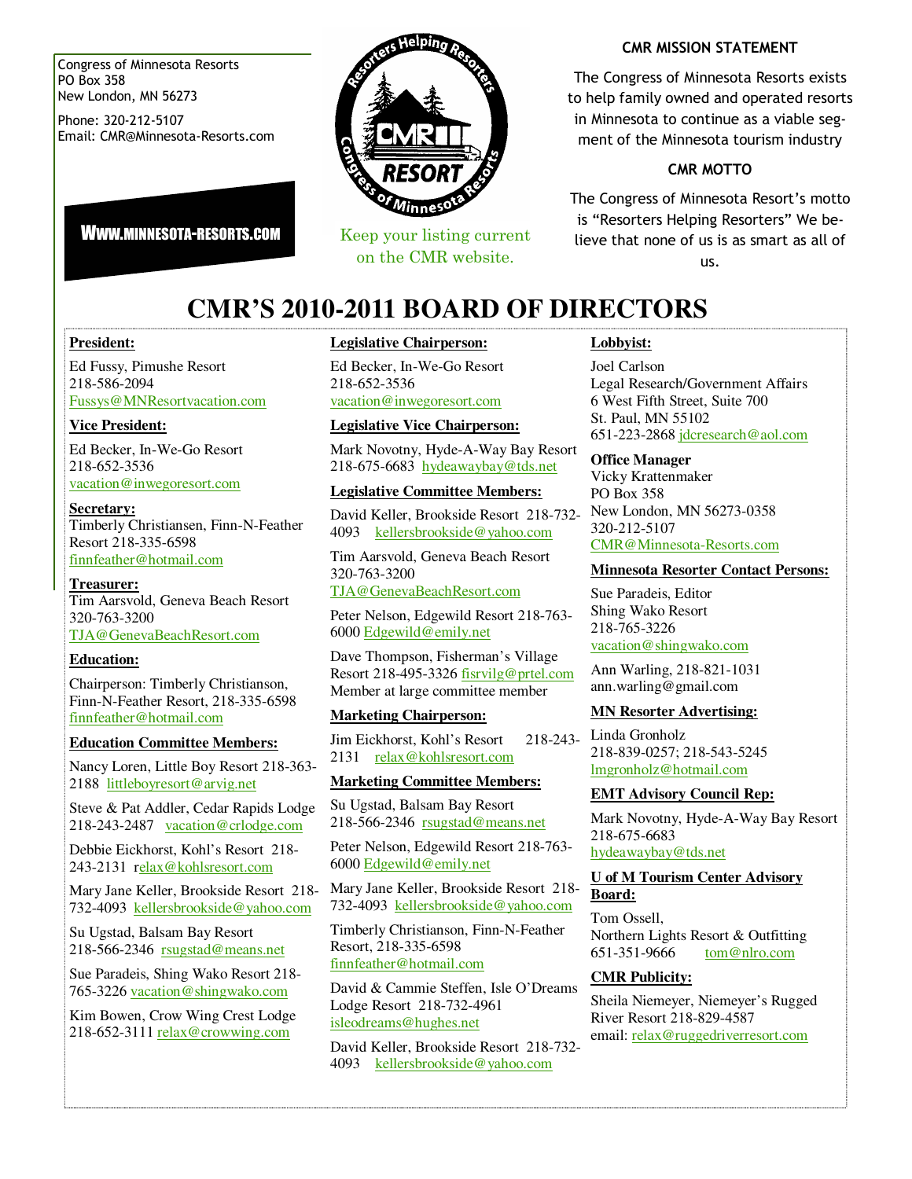Congress of Minnesota Resorts
PO Box 358
New London, MN 56273

Phone: 320-212-5107
Email: CMR@Minnesota-Resorts.com

**WWW.MINNESOTA-RESORTS.COM**

Keep your listing current on the CMR website.

**CMR MISSION STATEMENT**

The Congress of Minnesota Resorts exists to help family owned and operated resorts in Minnesota to continue as a viable segment of the Minnesota tourism industry

**CMR MOTTO**

The Congress of Minnesota Resort's motto is "Resorters Helping Resorters" We believe that none of us is as smart as all of us.

# CMR'S 2010-2011 BOARD OF DIRECTORS

**President:**

Ed Fussy, Pimushe Resort
218-586-2094
Fussys@MNResortvacation.com

**Vice President:**

Ed Becker, In-We-Go Resort
218-652-3536
vacation@inwegoresort.com

**Secretary:**
Timberly Christiansen, Finn-N-Feather Resort 218-335-6598
finnfeather@hotmail.com

**Treasurer:**
Tim Aarsvold, Geneva Beach Resort
320-763-3200
TJA@GenevaBeachResort.com

**Education:**

Chairperson: Timberly Christianson, Finn-N-Feather Resort, 218-335-6598
finnfeather@hotmail.com

**Education Committee Members:**

Nancy Loren, Little Boy Resort 218-363-2188 littleboyresort@arvig.net

Steve & Pat Addler, Cedar Rapids Lodge 218-243-2487 vacation@crlodge.com

Debbie Eickhorst, Kohl's Resort 218-243-2131 relax@kohlsresort.com

Mary Jane Keller, Brookside Resort 218-732-4093 kellersbrookside@yahoo.com

Su Ugstad, Balsam Bay Resort
218-566-2346 rsugstad@means.net

Sue Paradeis, Shing Wako Resort 218-765-3226 vacation@shingwako.com

Kim Bowen, Crow Wing Crest Lodge
218-652-3111 relax@crowwing.com

**Legislative Chairperson:**

Ed Becker, In-We-Go Resort
218-652-3536
vacation@inwegoresort.com

**Legislative Vice Chairperson:**

Mark Novotny, Hyde-A-Way Bay Resort 218-675-6683 hydeawaybay@tds.net

**Legislative Committee Members:**

David Keller, Brookside Resort 218-732-4093 kellersbrookside@yahoo.com

Tim Aarsvold, Geneva Beach Resort
320-763-3200
TJA@GenevaBeachResort.com

Peter Nelson, Edgewild Resort 218-763-6000 Edgewild@emily.net

Dave Thompson, Fisherman's Village Resort 218-495-3326 fisrvilg@prtel.com
Member at large committee member

**Marketing Chairperson:**

Jim Eickhorst, Kohl's Resort 218-243-2131 relax@kohlsresort.com

**Marketing Committee Members:**

Su Ugstad, Balsam Bay Resort
218-566-2346 rsugstad@means.net

Peter Nelson, Edgewild Resort 218-763-6000 Edgewild@emily.net

Mary Jane Keller, Brookside Resort 218-732-4093 kellersbrookside@yahoo.com

Timberly Christianson, Finn-N-Feather Resort, 218-335-6598
finnfeather@hotmail.com

David & Cammie Steffen, Isle O'Dreams Lodge Resort 218-732-4961
isleodreams@hughes.net

David Keller, Brookside Resort 218-732-4093 kellersbrookside@yahoo.com

**Lobbyist:**

Joel Carlson
Legal Research/Government Affairs
6 West Fifth Street, Suite 700
St. Paul, MN 55102
651-223-2868 jdcresearch@aol.com

**Office Manager**
Vicky Krattenmaker
PO Box 358
New London, MN 56273-0358
320-212-5107
CMR@Minnesota-Resorts.com

**Minnesota Resorter Contact Persons:**

Sue Paradeis, Editor
Shing Wako Resort
218-765-3226
vacation@shingwako.com

Ann Warling, 218-821-1031
ann.warling@gmail.com

**MN Resorter Advertising:**

Linda Gronholz
218-839-0257; 218-543-5245
lmgronholz@hotmail.com

**EMT Advisory Council Rep:**

Mark Novotny, Hyde-A-Way Bay Resort
218-675-6683
hydeawaybay@tds.net

**U of M Tourism Center Advisory Board:**

Tom Ossell,
Northern Lights Resort & Outfitting
651-351-9666 tom@nlro.com

**CMR Publicity:**

Sheila Niemeyer, Niemeyer's Rugged River Resort 218-829-4587
email: relax@ruggedriverresort.com